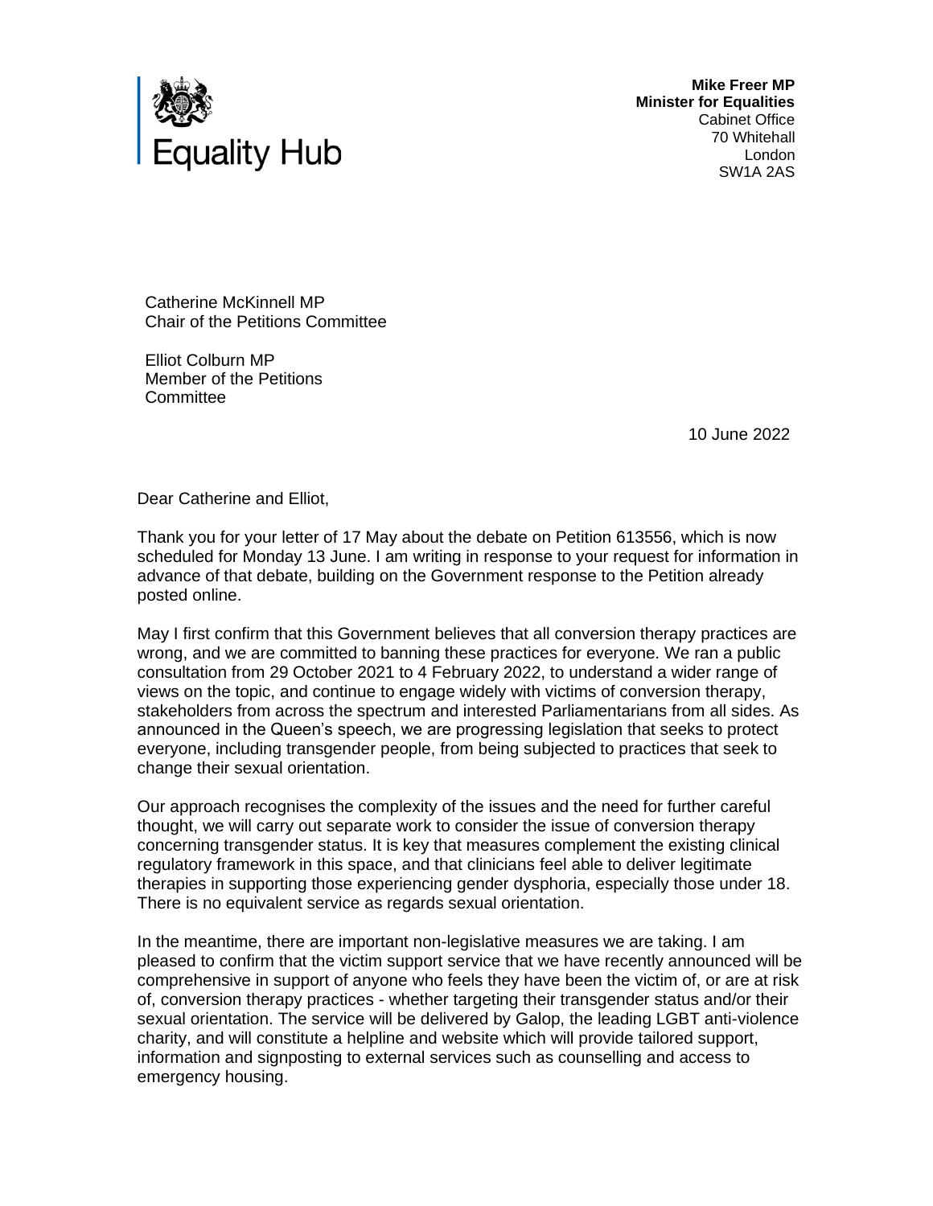Equality Hub

**Mike Freer MP**
**Minister for Equalities**
Cabinet Office
70 Whitehall
London
SW1A 2AS

Catherine McKinnell MP
Chair of the Petitions Committee

Elliot Colburn MP
Member of the Petitions Committee

10 June 2022

Dear Catherine and Elliot,

Thank you for your letter of 17 May about the debate on Petition 613556, which is now scheduled for Monday 13 June. I am writing in response to your request for information in advance of that debate, building on the Government response to the Petition already posted online.

May I first confirm that this Government believes that all conversion therapy practices are wrong, and we are committed to banning these practices for everyone. We ran a public consultation from 29 October 2021 to 4 February 2022, to understand a wider range of views on the topic, and continue to engage widely with victims of conversion therapy, stakeholders from across the spectrum and interested Parliamentarians from all sides. As announced in the Queen's speech, we are progressing legislation that seeks to protect everyone, including transgender people, from being subjected to practices that seek to change their sexual orientation.

Our approach recognises the complexity of the issues and the need for further careful thought, we will carry out separate work to consider the issue of conversion therapy concerning transgender status. It is key that measures complement the existing clinical regulatory framework in this space, and that clinicians feel able to deliver legitimate therapies in supporting those experiencing gender dysphoria, especially those under 18. There is no equivalent service as regards sexual orientation.

In the meantime, there are important non-legislative measures we are taking. I am pleased to confirm that the victim support service that we have recently announced will be comprehensive in support of anyone who feels they have been the victim of, or are at risk of, conversion therapy practices - whether targeting their transgender status and/or their sexual orientation. The service will be delivered by Galop, the leading LGBT anti-violence charity, and will constitute a helpline and website which will provide tailored support, information and signposting to external services such as counselling and access to emergency housing.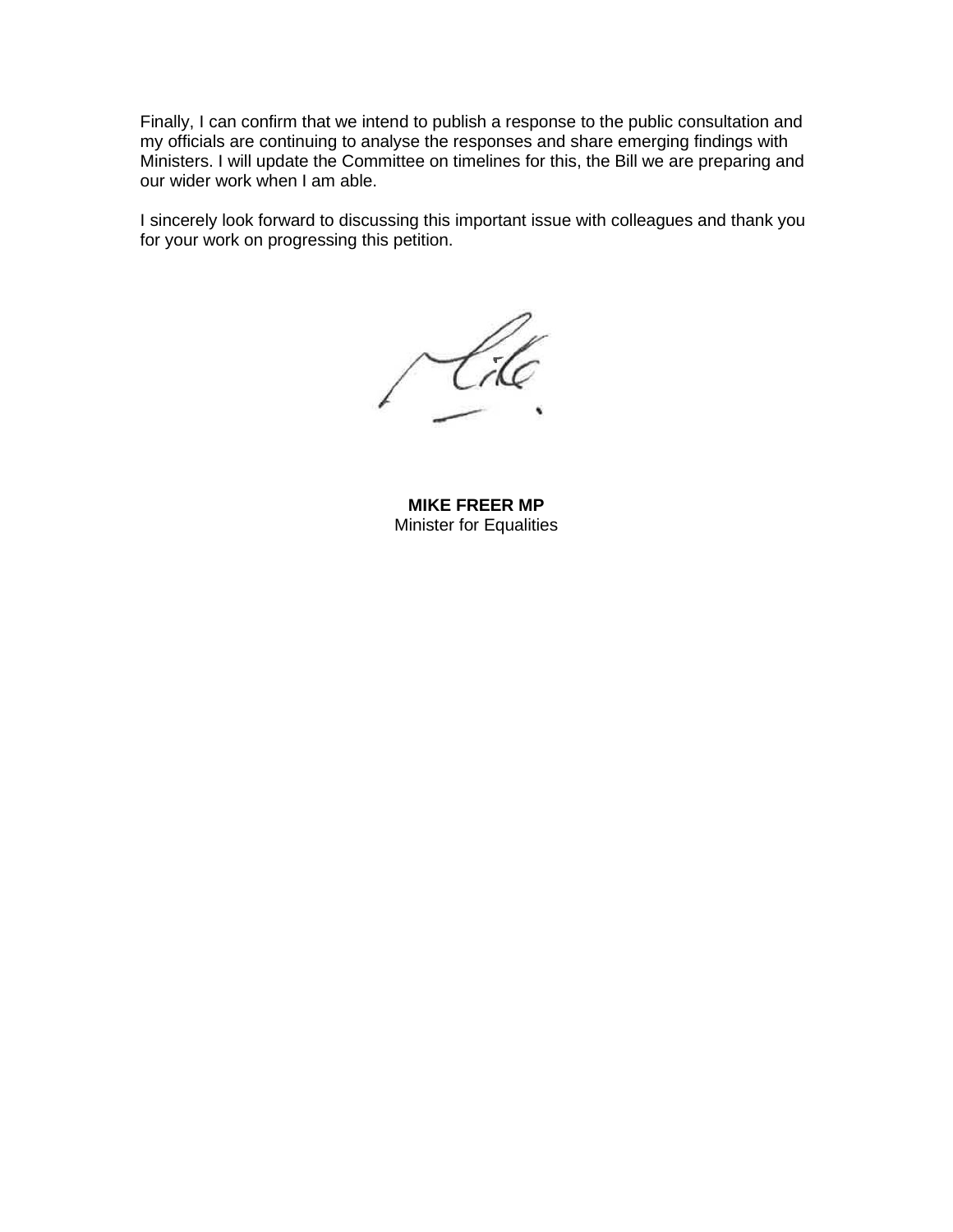Finally, I can confirm that we intend to publish a response to the public consultation and my officials are continuing to analyse the responses and share emerging findings with Ministers. I will update the Committee on timelines for this, the Bill we are preparing and our wider work when I am able.

I sincerely look forward to discussing this important issue with colleagues and thank you for your work on progressing this petition.

**MIKE FREER MP**
Minister for Equalities